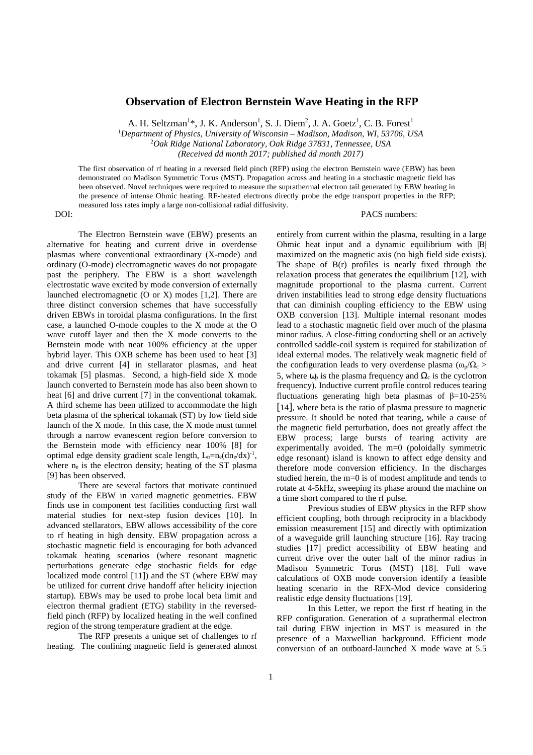# Observation of Electron Bernstein Wave Heating in the RFP

A. H. Seltzman[1]*, J. K. Anderson[1], S. J. Diem[2], J. A. Goetz[1], C. B. Forest[1]

[1]*Department of Physics, University of Wisconsin – Madison, Madison, WI, 53706, USA*

[2]*Oak Ridge National Laboratory, Oak Ridge 37831, Tennessee, USA*

*(Received dd month 2017; published dd month 2017)*

The first observation of rf heating in a reversed field pinch (RFP) using the electron Bernstein wave (EBW) has been demonstrated on Madison Symmetric Torus (MST). Propagation across and heating in a stochastic magnetic field has been observed. Novel techniques were required to measure the suprathermal electron tail generated by EBW heating in the presence of intense Ohmic heating. RF-heated electrons directly probe the edge transport properties in the RFP; measured loss rates imply a large non-collisional radial diffusivity.

DOI: PACS numbers:

The Electron Bernstein wave (EBW) presents an alternative for heating and current drive in overdense plasmas where conventional extraordinary (X-mode) and ordinary (O-mode) electromagnetic waves do not propagate past the periphery. The EBW is a short wavelength electrostatic wave excited by mode conversion of externally launched electromagnetic (O or X) modes [1,2]. There are three distinct conversion schemes that have successfully driven EBWs in toroidal plasma configurations. In the first case, a launched O-mode couples to the X mode at the O wave cutoff layer and then the X mode converts to the Bernstein mode with near 100% efficiency at the upper hybrid layer. This OXB scheme has been used to heat [3] and drive current [4] in stellarator plasmas, and heat tokamak [5] plasmas. Second, a high-field side X mode launch converted to Bernstein mode has also been shown to heat [6] and drive current [7] in the conventional tokamak. A third scheme has been utilized to accommodate the high beta plasma of the spherical tokamak (ST) by low field side launch of the X mode. In this case, the X mode must tunnel through a narrow evanescent region before conversion to the Bernstein mode with efficiency near 100% [8] for optimal edge density gradient scale length, $L_n=n_e(dn_e/dx)^{-1}$, where $n_e$ is the electron density; heating of the ST plasma [9] has been observed.

There are several factors that motivate continued study of the EBW in varied magnetic geometries. EBW finds use in component test facilities conducting first wall material studies for next-step fusion devices [10]. In advanced stellarators, EBW allows accessibility of the core to rf heating in high density. EBW propagation across a stochastic magnetic field is encouraging for both advanced tokamak heating scenarios (where resonant magnetic perturbations generate edge stochastic fields for edge localized mode control [11]) and the ST (where EBW may be utilized for current drive handoff after helicity injection startup). EBWs may be used to probe local beta limit and electron thermal gradient (ETG) stability in the reversed-field pinch (RFP) by localized heating in the well confined region of the strong temperature gradient at the edge.

The RFP presents a unique set of challenges to rf heating. The confining magnetic field is generated almost entirely from current within the plasma, resulting in a large Ohmic heat input and a dynamic equilibrium with |B| maximized on the magnetic axis (no high field side exists). The shape of B(r) profiles is nearly fixed through the relaxation process that generates the equilibrium [12], with magnitude proportional to the plasma current. Current driven instabilities lead to strong edge density fluctuations that can diminish coupling efficiency to the EBW using OXB conversion [13]. Multiple internal resonant modes lead to a stochastic magnetic field over much of the plasma minor radius. A close-fitting conducting shell or an actively controlled saddle-coil system is required for stabilization of ideal external modes. The relatively weak magnetic field of the configuration leads to very overdense plasma ($\omega_p/\Omega_c > 5$, where $\omega_p$ is the plasma frequency and $\Omega_c$ is the cyclotron frequency). Inductive current profile control reduces tearing fluctuations generating high beta plasmas of $\beta$=10-25% [14], where beta is the ratio of plasma pressure to magnetic pressure. It should be noted that tearing, while a cause of the magnetic field perturbation, does not greatly affect the EBW process; large bursts of tearing activity are experimentally avoided. The m=0 (poloidally symmetric edge resonant) island is known to affect edge density and therefore mode conversion efficiency. In the discharges studied herein, the m=0 is of modest amplitude and tends to rotate at 4-5kHz, sweeping its phase around the machine on a time short compared to the rf pulse.

Previous studies of EBW physics in the RFP show efficient coupling, both through reciprocity in a blackbody emission measurement [15] and directly with optimization of a waveguide grill launching structure [16]. Ray tracing studies [17] predict accessibility of EBW heating and current drive over the outer half of the minor radius in Madison Symmetric Torus (MST) [18]. Full wave calculations of OXB mode conversion identify a feasible heating scenario in the RFX-Mod device considering realistic edge density fluctuations [19].

In this Letter, we report the first rf heating in the RFP configuration. Generation of a suprathermal electron tail during EBW injection in MST is measured in the presence of a Maxwellian background. Efficient mode conversion of an outboard-launched X mode wave at 5.5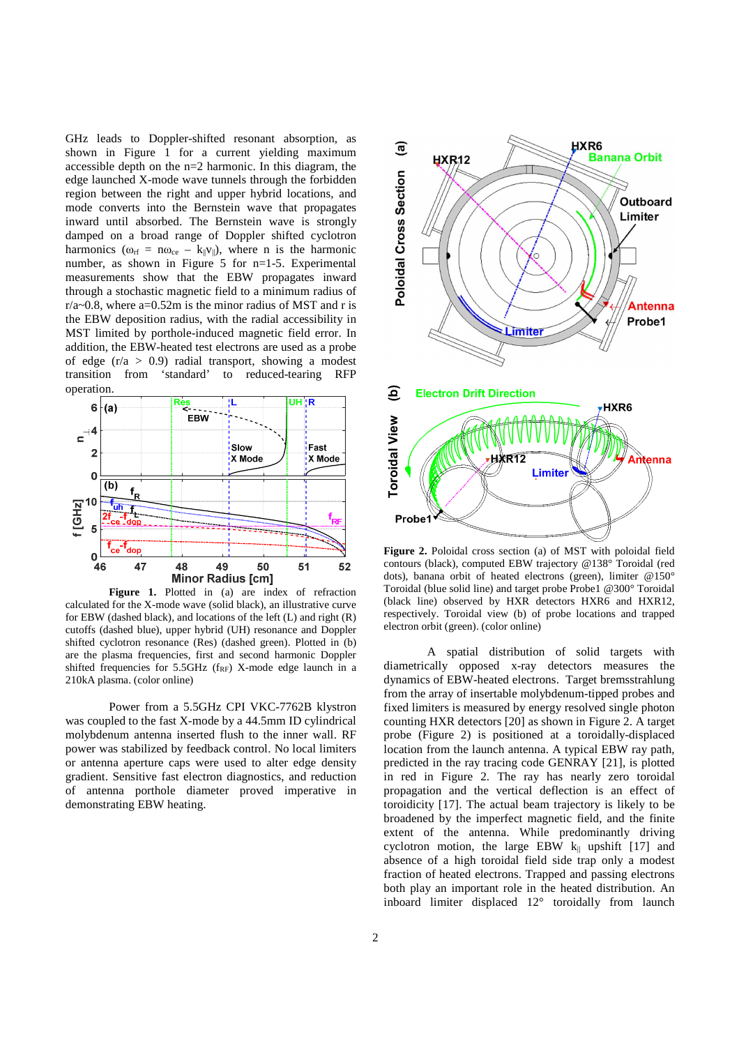GHz leads to Doppler-shifted resonant absorption, as shown in Figure 1 for a current yielding maximum accessible depth on the n=2 harmonic. In this diagram, the edge launched X-mode wave tunnels through the forbidden region between the right and upper hybrid locations, and mode converts into the Bernstein wave that propagates inward until absorbed. The Bernstein wave is strongly damped on a broad range of Doppler shifted cyclotron harmonics ($\omega_{rf} = n\omega_{ce} - k_{\|}v_{\|}$), where n is the harmonic number, as shown in Figure 5 for n=1-5. Experimental measurements show that the EBW propagates inward through a stochastic magnetic field to a minimum radius of r/a~0.8, where a=0.52m is the minor radius of MST and r is the EBW deposition radius, with the radial accessibility in MST limited by porthole-induced magnetic field error. In addition, the EBW-heated test electrons are used as a probe of edge (r/a > 0.9) radial transport, showing a modest transition from 'standard' to reduced-tearing RFP operation.

**Figure 1.** Plotted in (a) are index of refraction calculated for the X-mode wave (solid black), an illustrative curve for EBW (dashed black), and locations of the left (L) and right (R) cutoffs (dashed blue), upper hybrid (UH) resonance and Doppler shifted cyclotron resonance (Res) (dashed green). Plotted in (b) are the plasma frequencies, first and second harmonic Doppler shifted frequencies for 5.5GHz ($f_{RF}$) X-mode edge launch in a 210kA plasma. (color online)

Power from a 5.5GHz CPI VKC-7762B klystron was coupled to the fast X-mode by a 44.5mm ID cylindrical molybdenum antenna inserted flush to the inner wall. RF power was stabilized by feedback control. No local limiters or antenna aperture caps were used to alter edge density gradient. Sensitive fast electron diagnostics, and reduction of antenna porthole diameter proved imperative in demonstrating EBW heating.

**Figure 2.** Poloidal cross section (a) of MST with poloidal field contours (black), computed EBW trajectory @138° Toroidal (red dots), banana orbit of heated electrons (green), limiter @150° Toroidal (blue solid line) and target probe Probe1 @300° Toroidal (black line) observed by HXR detectors HXR6 and HXR12, respectively. Toroidal view (b) of probe locations and trapped electron orbit (green). (color online)

A spatial distribution of solid targets with diametrically opposed x-ray detectors measures the dynamics of EBW-heated electrons. Target bremsstrahlung from the array of insertable molybdenum-tipped probes and fixed limiters is measured by energy resolved single photon counting HXR detectors [20] as shown in Figure 2. A target probe (Figure 2) is positioned at a toroidally-displaced location from the launch antenna. A typical EBW ray path, predicted in the ray tracing code GENRAY [21], is plotted in red in Figure 2. The ray has nearly zero toroidal propagation and the vertical deflection is an effect of toroidicity [17]. The actual beam trajectory is likely to be broadened by the imperfect magnetic field, and the finite extent of the antenna. While predominantly driving cyclotron motion, the large EBW $k_{\|}$ upshift [17] and absence of a high toroidal field side trap only a modest fraction of heated electrons. Trapped and passing electrons both play an important role in the heated distribution. An inboard limiter displaced 12° toroidally from launch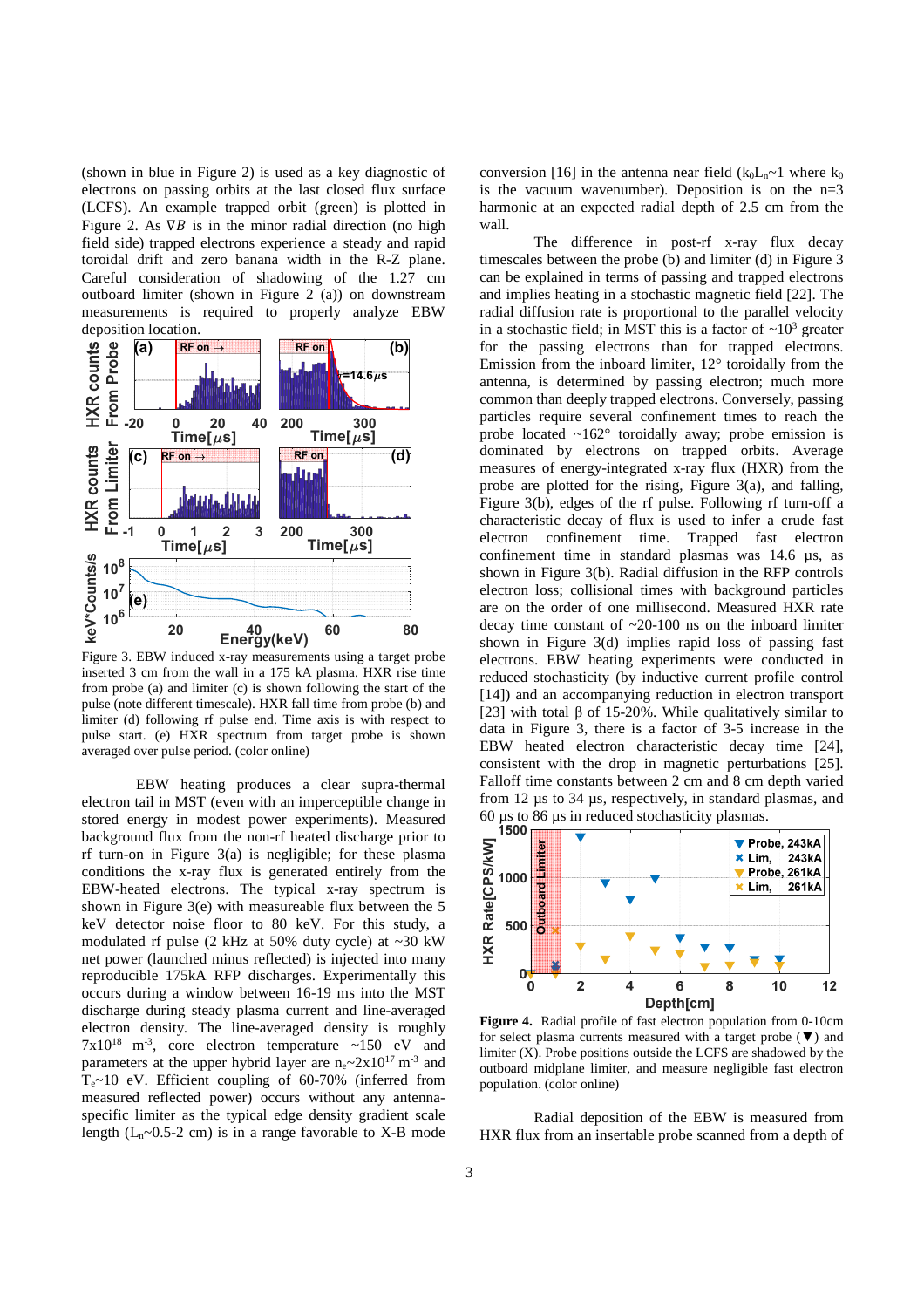(shown in blue in Figure 2) is used as a key diagnostic of electrons on passing orbits at the last closed flux surface (LCFS). An example trapped orbit (green) is plotted in Figure 2. As $\nabla B$ is in the minor radial direction (no high field side) trapped electrons experience a steady and rapid toroidal drift and zero banana width in the R-Z plane. Careful consideration of shadowing of the 1.27 cm outboard limiter (shown in Figure 2 (a)) on downstream measurements is required to properly analyze EBW deposition location.

Figure 3. EBW induced x-ray measurements using a target probe inserted 3 cm from the wall in a 175 kA plasma. HXR rise time from probe (a) and limiter (c) is shown following the start of the pulse (note different timescale). HXR fall time from probe (b) and limiter (d) following rf pulse end. Time axis is with respect to pulse start. (e) HXR spectrum from target probe is shown averaged over pulse period. (color online)

EBW heating produces a clear supra-thermal electron tail in MST (even with an imperceptible change in stored energy in modest power experiments). Measured background flux from the non-rf heated discharge prior to rf turn-on in Figure 3(a) is negligible; for these plasma conditions the x-ray flux is generated entirely from the EBW-heated electrons. The typical x-ray spectrum is shown in Figure 3(e) with measureable flux between the 5 keV detector noise floor to 80 keV. For this study, a modulated rf pulse (2 kHz at 50% duty cycle) at ~30 kW net power (launched minus reflected) is injected into many reproducible 175kA RFP discharges. Experimentally this occurs during a window between 16-19 ms into the MST discharge during steady plasma current and line-averaged electron density. The line-averaged density is roughly $7\times10^{18}$ m$^{-3}$, core electron temperature ~150 eV and parameters at the upper hybrid layer are $n_e$~$2\times10^{17}$ m$^{-3}$ and $T_e$~10 eV. Efficient coupling of 60-70% (inferred from measured reflected power) occurs without any antenna-specific limiter as the typical edge density gradient scale length ($L_n$~0.5-2 cm) is in a range favorable to X-B mode conversion [16] in the antenna near field ($k_0L_n$~1 where $k_0$ is the vacuum wavenumber). Deposition is on the n=3 harmonic at an expected radial depth of 2.5 cm from the wall.

The difference in post-rf x-ray flux decay timescales between the probe (b) and limiter (d) in Figure 3 can be explained in terms of passing and trapped electrons and implies heating in a stochastic magnetic field [22]. The radial diffusion rate is proportional to the parallel velocity in a stochastic field; in MST this is a factor of ~$10^3$ greater for the passing electrons than for trapped electrons. Emission from the inboard limiter, 12° toroidally from the antenna, is determined by passing electron; much more common than deeply trapped electrons. Conversely, passing particles require several confinement times to reach the probe located ~162° toroidally away; probe emission is dominated by electrons on trapped orbits. Average measures of energy-integrated x-ray flux (HXR) from the probe are plotted for the rising, Figure 3(a), and falling, Figure 3(b), edges of the rf pulse. Following rf turn-off a characteristic decay of flux is used to infer a crude fast electron confinement time. Trapped fast electron confinement time in standard plasmas was 14.6 µs, as shown in Figure 3(b). Radial diffusion in the RFP controls electron loss; collisional times with background particles are on the order of one millisecond. Measured HXR rate decay time constant of ~20-100 ns on the inboard limiter shown in Figure 3(d) implies rapid loss of passing fast electrons. EBW heating experiments were conducted in reduced stochasticity (by inductive current profile control [14]) and an accompanying reduction in electron transport [23] with total β of 15-20%. While qualitatively similar to data in Figure 3, there is a factor of 3-5 increase in the EBW heated electron characteristic decay time [24], consistent with the drop in magnetic perturbations [25]. Falloff time constants between 2 cm and 8 cm depth varied from 12 µs to 34 µs, respectively, in standard plasmas, and 60 µs to 86 µs in reduced stochasticity plasmas.

**Figure 4.** Radial profile of fast electron population from 0-10cm for select plasma currents measured with a target probe (▼) and limiter (X). Probe positions outside the LCFS are shadowed by the outboard midplane limiter, and measure negligible fast electron population. (color online)

Radial deposition of the EBW is measured from HXR flux from an insertable probe scanned from a depth of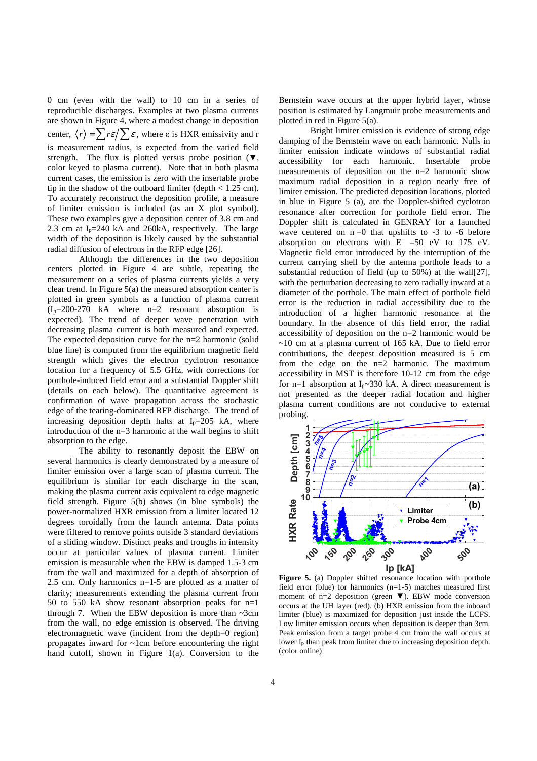0 cm (even with the wall) to 10 cm in a series of reproducible discharges. Examples at two plasma currents are shown in Figure 4, where a modest change in deposition center, $\langle r \rangle = \sum r\varepsilon / \sum \varepsilon$, where ε is HXR emissivity and r is measurement radius, is expected from the varied field strength. The flux is plotted versus probe position (▼, color keyed to plasma current). Note that in both plasma current cases, the emission is zero with the insertable probe tip in the shadow of the outboard limiter (depth < 1.25 cm). To accurately reconstruct the deposition profile, a measure of limiter emission is included (as an X plot symbol). These two examples give a deposition center of 3.8 cm and 2.3 cm at $I_p$=240 kA and 260kA, respectively. The large width of the deposition is likely caused by the substantial radial diffusion of electrons in the RFP edge [26].

Although the differences in the two deposition centers plotted in Figure 4 are subtle, repeating the measurement on a series of plasma currents yields a very clear trend. In Figure 5(a) the measured absorption center is plotted in green symbols as a function of plasma current ($I_p$=200-270 kA where n=2 resonant absorption is expected). The trend of deeper wave penetration with decreasing plasma current is both measured and expected. The expected deposition curve for the n=2 harmonic (solid blue line) is computed from the equilibrium magnetic field strength which gives the electron cyclotron resonance location for a frequency of 5.5 GHz, with corrections for porthole-induced field error and a substantial Doppler shift (details on each below). The quantitative agreement is confirmation of wave propagation across the stochastic edge of the tearing-dominated RFP discharge. The trend of increasing deposition depth halts at $I_p$=205 kA, where introduction of the n=3 harmonic at the wall begins to shift absorption to the edge.

The ability to resonantly deposit the EBW on several harmonics is clearly demonstrated by a measure of limiter emission over a large scan of plasma current. The equilibrium is similar for each discharge in the scan, making the plasma current axis equivalent to edge magnetic field strength. Figure 5(b) shows (in blue symbols) the power-normalized HXR emission from a limiter located 12 degrees toroidally from the launch antenna. Data points were filtered to remove points outside 3 standard deviations of a sliding window. Distinct peaks and troughs in intensity occur at particular values of plasma current. Limiter emission is measurable when the EBW is damped 1.5-3 cm from the wall and maximized for a depth of absorption of 2.5 cm. Only harmonics n=1-5 are plotted as a matter of clarity; measurements extending the plasma current from 50 to 550 kA show resonant absorption peaks for n=1 through 7. When the EBW deposition is more than ~3cm from the wall, no edge emission is observed. The driving electromagnetic wave (incident from the depth=0 region) propagates inward for ~1cm before encountering the right hand cutoff, shown in Figure 1(a). Conversion to the Bernstein wave occurs at the upper hybrid layer, whose position is estimated by Langmuir probe measurements and plotted in red in Figure 5(a).

Bright limiter emission is evidence of strong edge damping of the Bernstein wave on each harmonic. Nulls in limiter emission indicate windows of substantial radial accessibility for each harmonic. Insertable probe measurements of deposition on the n=2 harmonic show maximum radial deposition in a region nearly free of limiter emission. The predicted deposition locations, plotted in blue in Figure 5 (a), are the Doppler-shifted cyclotron resonance after correction for porthole field error. The Doppler shift is calculated in GENRAY for a launched wave centered on $n_{\parallel}$=0 that upshifts to -3 to -6 before absorption on electrons with $E_{\parallel}$ =50 eV to 175 eV. Magnetic field error introduced by the interruption of the current carrying shell by the antenna porthole leads to a substantial reduction of field (up to 50%) at the wall[27], with the perturbation decreasing to zero radially inward at a diameter of the porthole. The main effect of porthole field error is the reduction in radial accessibility due to the introduction of a higher harmonic resonance at the boundary. In the absence of this field error, the radial accessibility of deposition on the n=2 harmonic would be ~10 cm at a plasma current of 165 kA. Due to field error contributions, the deepest deposition measured is 5 cm from the edge on the n=2 harmonic. The maximum accessibility in MST is therefore 10-12 cm from the edge for n=1 absorption at $I_p$~330 kA. A direct measurement is not presented as the deeper radial location and higher plasma current conditions are not conducive to external probing.

**Figure 5.** (a) Doppler shifted resonance location with porthole field error (blue) for harmonics (n=1-5) matches measured first moment of n=2 deposition (green ▼). EBW mode conversion occurs at the UH layer (red). (b) HXR emission from the inboard limiter (blue) is maximized for deposition just inside the LCFS. Low limiter emission occurs when deposition is deeper than 3cm. Peak emission from a target probe 4 cm from the wall occurs at lower $I_p$ than peak from limiter due to increasing deposition depth. (color online)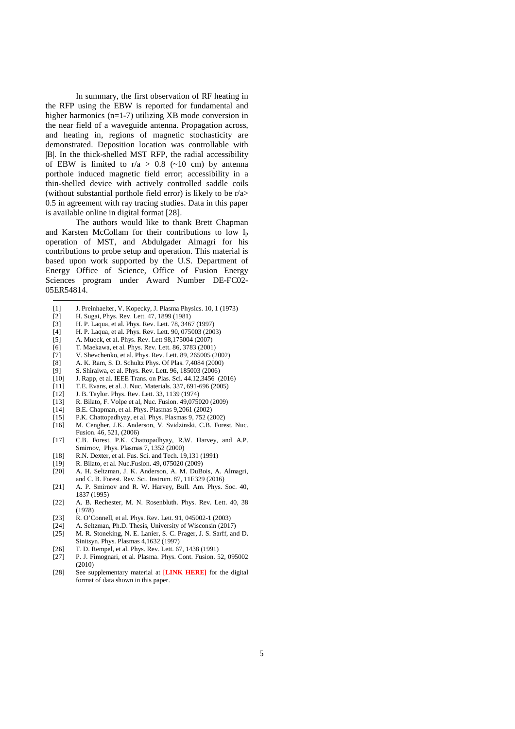In summary, the first observation of RF heating in the RFP using the EBW is reported for fundamental and higher harmonics (n=1-7) utilizing XB mode conversion in the near field of a waveguide antenna. Propagation across, and heating in, regions of magnetic stochasticity are demonstrated. Deposition location was controllable with |B|. In the thick-shelled MST RFP, the radial accessibility of EBW is limited to $r/a > 0.8$ (~10 cm) by antenna porthole induced magnetic field error; accessibility in a thin-shelled device with actively controlled saddle coils (without substantial porthole field error) is likely to be $r/a > 0.5$ in agreement with ray tracing studies. Data in this paper is available online in digital format [28].

The authors would like to thank Brett Chapman and Karsten McCollam for their contributions to low $I_p$ operation of MST, and Abdulgader Almagri for his contributions to probe setup and operation. This material is based upon work supported by the U.S. Department of Energy Office of Science, Office of Fusion Energy Sciences program under Award Number DE-FC02-05ER54814.

---

- [1] J. Preinhaelter, V. Kopecky, J. Plasma Physics. 10, 1 (1973)
- [2] H. Sugai, Phys. Rev. Lett. 47, 1899 (1981)
- [3] H. P. Laqua, et al. Phys. Rev. Lett. 78, 3467 (1997)
- [4] H. P. Laqua, et al. Phys. Rev. Lett. 90, 075003 (2003)
- [5] A. Mueck, et al. Phys. Rev. Lett 98,175004 (2007)
- [6] T. Maekawa, et al. Phys. Rev. Lett. 86, 3783 (2001)
- [7] V. Shevchenko, et al. Phys. Rev. Lett. 89, 265005 (2002)
- [8] A. K. Ram, S. D. Schultz Phys. Of Plas. 7,4084 (2000)
- [9] S. Shiraiwa, et al. Phys. Rev. Lett. 96, 185003 (2006)
- [10] J. Rapp, et al. IEEE Trans. on Plas. Sci. 44.12,3456 (2016)
- [11] T.E. Evans, et al. J. Nuc. Materials. 337, 691-696 (2005)
- [12] J. B. Taylor. Phys. Rev. Lett. 33, 1139 (1974)
- [13] R. Bilato, F. Volpe et al, Nuc. Fusion. 49,075020 (2009)
- [14] B.E. Chapman, et al. Phys. Plasmas 9,2061 (2002)
- [15] P.K. Chattopadhyay, et al. Phys. Plasmas 9, 752 (2002)
- [16] M. Cengher, J.K. Anderson, V. Svidzinski, C.B. Forest. Nuc. Fusion. 46, 521, (2006)
- [17] C.B. Forest, P.K. Chattopadhyay, R.W. Harvey, and A.P. Smirnov, Phys. Plasmas 7, 1352 (2000)
- [18] R.N. Dexter, et al. Fus. Sci. and Tech. 19,131 (1991)
- [19] R. Bilato, et al. Nuc.Fusion. 49, 075020 (2009)
- [20] A. H. Seltzman, J. K. Anderson, A. M. DuBois, A. Almagri, and C. B. Forest. Rev. Sci. Instrum. 87, 11E329 (2016)
- [21] A. P. Smirnov and R. W. Harvey, Bull. Am. Phys. Soc. 40, 1837 (1995)
- [22] A. B. Rechester, M. N. Rosenbluth. Phys. Rev. Lett. 40, 38 (1978)
- [23] R. O'Connell, et al. Phys. Rev. Lett. 91, 045002-1 (2003)
- [24] A. Seltzman, Ph.D. Thesis, University of Wisconsin (2017)
- [25] M. R. Stoneking, N. E. Lanier, S. C. Prager, J. S. Sarff, and D. Sinitsyn. Phys. Plasmas 4,1632 (1997)
- [26] T. D. Rempel, et al. Phys. Rev. Lett. 67, 1438 (1991)
- [27] P. J. Fimognari, et al. Plasma. Phys. Cont. Fusion. 52, 095002 (2010)
- [28] See supplementary material at [**LINK HERE**] for the digital format of data shown in this paper.